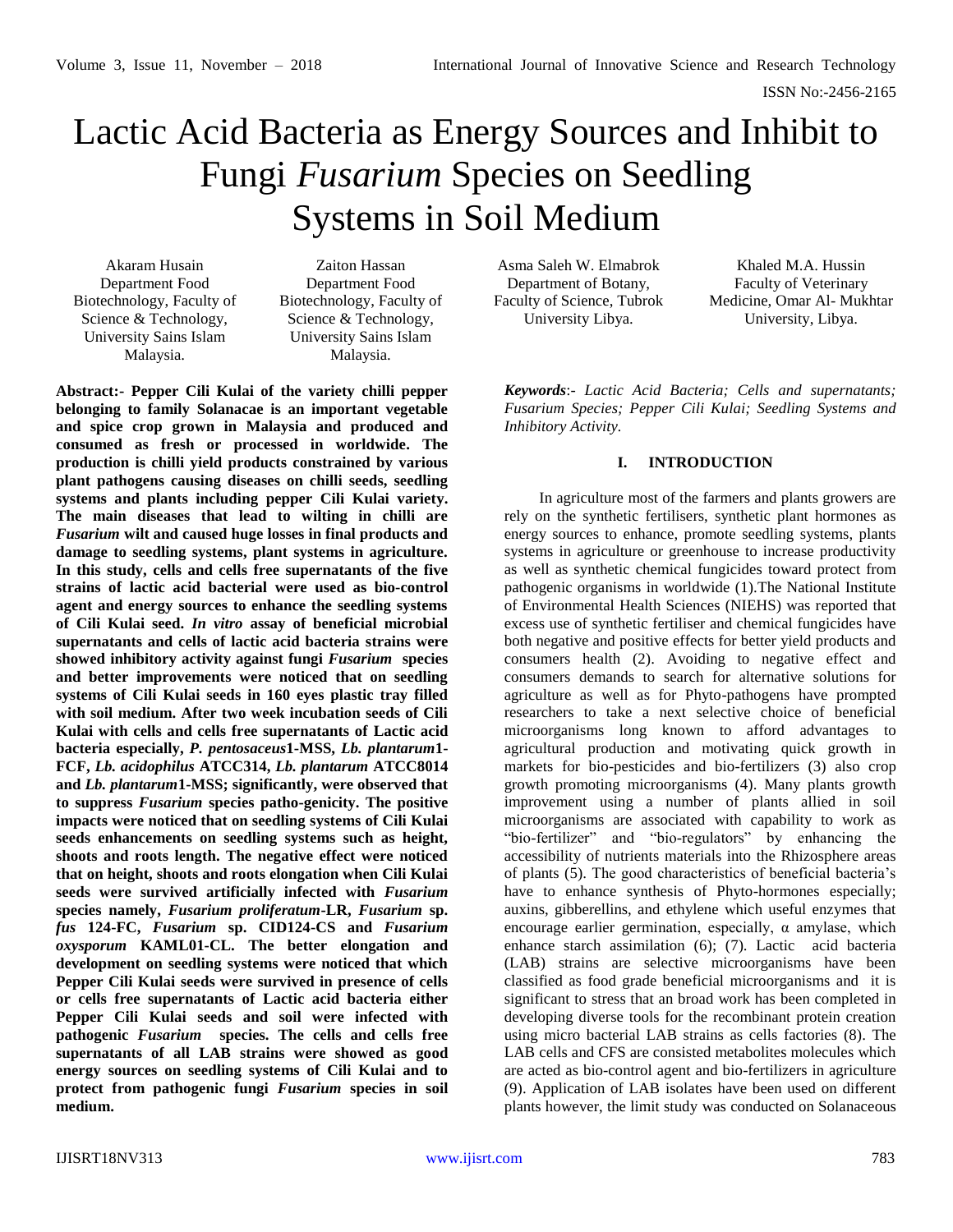# Lactic Acid Bacteria as Energy Sources and Inhibit to Fungi *Fusarium* Species on Seedling Systems in Soil Medium

Akaram Husain
Department Food Biotechnology, Faculty of Science & Technology, University Sains Islam Malaysia.

Zaiton Hassan
Department Food Biotechnology, Faculty of Science & Technology, University Sains Islam Malaysia.

Asma Saleh W. Elmabrok
Department of Botany, Faculty of Science, Tubrok University Libya.

Khaled M.A. Hussin
Faculty of Veterinary Medicine, Omar Al- Mukhtar University, Libya.

**Abstract:- Pepper Cili Kulai of the variety chilli pepper belonging to family Solanacae is an important vegetable and spice crop grown in Malaysia and produced and consumed as fresh or processed in worldwide. The production is chilli yield products constrained by various plant pathogens causing diseases on chilli seeds, seedling systems and plants including pepper Cili Kulai variety. The main diseases that lead to wilting in chilli are *Fusarium* wilt and caused huge losses in final products and damage to seedling systems, plant systems in agriculture. In this study, cells and cells free supernatants of the five strains of lactic acid bacterial were used as bio-control agent and energy sources to enhance the seedling systems of Cili Kulai seed. *In vitro* assay of beneficial microbial supernatants and cells of lactic acid bacteria strains were showed inhibitory activity against fungi *Fusarium* species and better improvements were noticed that on seedling systems of Cili Kulai seeds in 160 eyes plastic tray filled with soil medium. After two week incubation seeds of Cili Kulai with cells and cells free supernatants of Lactic acid bacteria especially, *P. pentosaceus*1-MSS, *Lb. plantarum*1-FCF, *Lb. acidophilus* ATCC314, *Lb. plantarum* ATCC8014 and *Lb. plantarum*1-MSS; significantly, were observed that to suppress *Fusarium* species patho-genicity. The positive impacts were noticed that on seedling systems of Cili Kulai seeds enhancements on seedling systems such as height, shoots and roots length. The negative effect were noticed that on height, shoots and roots elongation when Cili Kulai seeds were survived artificially infected with *Fusarium* species namely, *Fusarium proliferatum*-LR, *Fusarium* sp. *fus* 124-FC, *Fusarium* sp. CID124-CS and *Fusarium oxysporum* KAML01-CL. The better elongation and development on seedling systems were noticed that which Pepper Cili Kulai seeds were survived in presence of cells or cells free supernatants of Lactic acid bacteria either Pepper Cili Kulai seeds and soil were infected with pathogenic *Fusarium* species. The cells and cells free supernatants of all LAB strains were showed as good energy sources on seedling systems of Cili Kulai and to protect from pathogenic fungi *Fusarium* species in soil medium.**

***Keywords**:- Lactic Acid Bacteria; Cells and supernatants; Fusarium Species; Pepper Cili Kulai; Seedling Systems and Inhibitory Activity.*

## I. INTRODUCTION

In agriculture most of the farmers and plants growers are rely on the synthetic fertilisers, synthetic plant hormones as energy sources to enhance, promote seedling systems, plants systems in agriculture or greenhouse to increase productivity as well as synthetic chemical fungicides toward protect from pathogenic organisms in worldwide (1).The National Institute of Environmental Health Sciences (NIEHS) was reported that excess use of synthetic fertiliser and chemical fungicides have both negative and positive effects for better yield products and consumers health (2). Avoiding to negative effect and consumers demands to search for alternative solutions for agriculture as well as for Phyto-pathogens have prompted researchers to take a next selective choice of beneficial microorganisms long known to afford advantages to agricultural production and motivating quick growth in markets for bio-pesticides and bio-fertilizers (3) also crop growth promoting microorganisms (4). Many plants growth improvement using a number of plants allied in soil microorganisms are associated with capability to work as "bio-fertilizer" and "bio-regulators" by enhancing the accessibility of nutrients materials into the Rhizosphere areas of plants (5). The good characteristics of beneficial bacteria's have to enhance synthesis of Phyto-hormones especially; auxins, gibberellins, and ethylene which useful enzymes that encourage earlier germination, especially, α amylase, which enhance starch assimilation (6); (7). Lactic acid bacteria (LAB) strains are selective microorganisms have been classified as food grade beneficial microorganisms and it is significant to stress that an broad work has been completed in developing diverse tools for the recombinant protein creation using micro bacterial LAB strains as cells factories (8). The LAB cells and CFS are consisted metabolites molecules which are acted as bio-control agent and bio-fertilizers in agriculture (9). Application of LAB isolates have been used on different plants however, the limit study was conducted on Solanaceous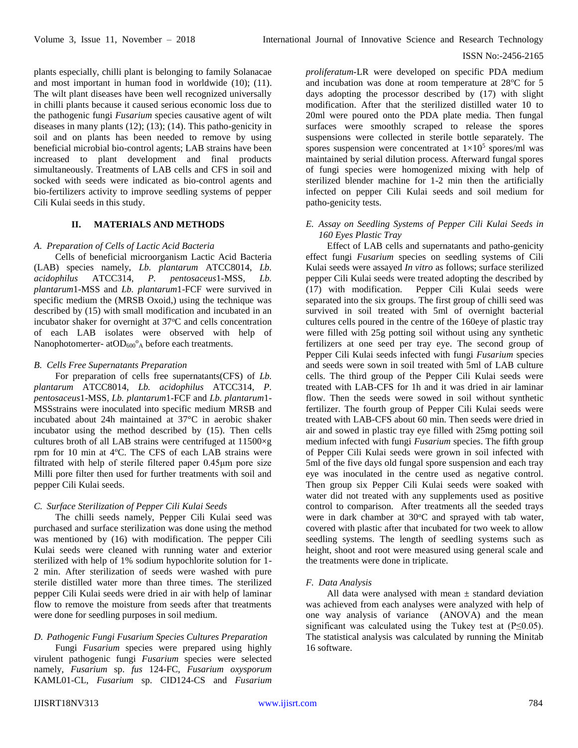plants especially, chilli plant is belonging to family Solanacae and most important in human food in worldwide (10); (11). The wilt plant diseases have been well recognized universally in chilli plants because it caused serious economic loss due to the pathogenic fungi *Fusarium* species causative agent of wilt diseases in many plants (12); (13); (14). This patho-genicity in soil and on plants has been needed to remove by using beneficial microbial bio-control agents; LAB strains have been increased to plant development and final products simultaneously. Treatments of LAB cells and CFS in soil and socked with seeds were indicated as bio-control agents and bio-fertilizers activity to improve seedling systems of pepper Cili Kulai seeds in this study.

## II. MATERIALS AND METHODS

### *A. Preparation of Cells of Lactic Acid Bacteria*

Cells of beneficial microorganism Lactic Acid Bacteria (LAB) species namely, *Lb. plantarum* ATCC8014, *Lb. acidophilus* ATCC314, *P. pentosaceus*1-MSS, *Lb. plantarum*1-MSS and *Lb. plantarum*1-FCF were survived in specific medium the (MRSB Oxoid,) using the technique was described by (15) with small modification and incubated in an incubator shaker for overnight at 37°C and cells concentration of each LAB isolates were observed with help of Nanophotomerter- at$OD_{600}$°$_A$ before each treatments.

### *B. Cells Free Supernatants Preparation*

For preparation of cells free supernatants(CFS) of *Lb. plantarum* ATCC8014, *Lb. acidophilus* ATCC314, *P. pentosaceus*1-MSS, *Lb. plantarum*1-FCF and *Lb. plantarum*1-MSSstrains were inoculated into specific medium MRSB and incubated about 24h maintained at 37°C in aerobic shaker incubator using the method described by (15). Then cells cultures broth of all LAB strains were centrifuged at 11500×g rpm for 10 min at 4°C. The CFS of each LAB strains were filtrated with help of sterile filtered paper 0.45μm pore size Milli pore filter then used for further treatments with soil and pepper Cili Kulai seeds.

### *C. Surface Sterilization of Pepper Cili Kulai Seeds*

The chilli seeds namely, Pepper Cili Kulai seed was purchased and surface sterilization was done using the method was mentioned by (16) with modification. The pepper Cili Kulai seeds were cleaned with running water and exterior sterilized with help of 1% sodium hypochlorite solution for 1-2 min. After sterilization of seeds were washed with pure sterile distilled water more than three times. The sterilized pepper Cili Kulai seeds were dried in air with help of laminar flow to remove the moisture from seeds after that treatments were done for seedling purposes in soil medium.

### *D. Pathogenic Fungi Fusarium Species Cultures Preparation*

Fungi *Fusarium* species were prepared using highly virulent pathogenic fungi *Fusarium* species were selected namely, *Fusarium* sp. *fus* 124-FC, *Fusarium oxysporum* KAML01-CL, *Fusarium* sp. CID124-CS and *Fusarium proliferatum*-LR were developed on specific PDA medium and incubation was done at room temperature at 28°C for 5 days adopting the processor described by (17) with slight modification. After that the sterilized distilled water 10 to 20ml were poured onto the PDA plate media. Then fungal surfaces were smoothly scraped to release the spores suspensions were collected in sterile bottle separately. The spores suspension were concentrated at $1×10^5$ spores/ml was maintained by serial dilution process. Afterward fungal spores of fungi species were homogenized mixing with help of sterilized blender machine for 1-2 min then the artificially infected on pepper Cili Kulai seeds and soil medium for patho-genicity tests.

### *E. Assay on Seedling Systems of Pepper Cili Kulai Seeds in 160 Eyes Plastic Tray*

Effect of LAB cells and supernatants and patho-genicity effect fungi *Fusarium* species on seedling systems of Cili Kulai seeds were assayed *In vitro* as follows; surface sterilized pepper Cili Kulai seeds were treated adopting the described by (17) with modification. Pepper Cili Kulai seeds were separated into the six groups. The first group of chilli seed was survived in soil treated with 5ml of overnight bacterial cultures cells poured in the centre of the 160eye of plastic tray were filled with 25g potting soil without using any synthetic fertilizers at one seed per tray eye. The second group of Pepper Cili Kulai seeds infected with fungi *Fusarium* species and seeds were sown in soil treated with 5ml of LAB culture cells. The third group of the Pepper Cili Kulai seeds were treated with LAB-CFS for 1h and it was dried in air laminar flow. Then the seeds were sowed in soil without synthetic fertilizer. The fourth group of Pepper Cili Kulai seeds were treated with LAB-CFS about 60 min. Then seeds were dried in air and sowed in plastic tray eye filled with 25mg potting soil medium infected with fungi *Fusarium* species. The fifth group of Pepper Cili Kulai seeds were grown in soil infected with 5ml of the five days old fungal spore suspension and each tray eye was inoculated in the centre used as negative control. Then group six Pepper Cili Kulai seeds were soaked with water did not treated with any supplements used as positive control to comparison. After treatments all the seeded trays were in dark chamber at 30°C and sprayed with tab water, covered with plastic after that incubated for two week to allow seedling systems. The length of seedling systems such as height, shoot and root were measured using general scale and the treatments were done in triplicate.

### *F. Data Analysis*

All data were analysed with mean ± standard deviation was achieved from each analyses were analyzed with help of one way analysis of variance (ANOVA) and the mean significant was calculated using the Tukey test at ($P≤0.05$). The statistical analysis was calculated by running the Minitab 16 software.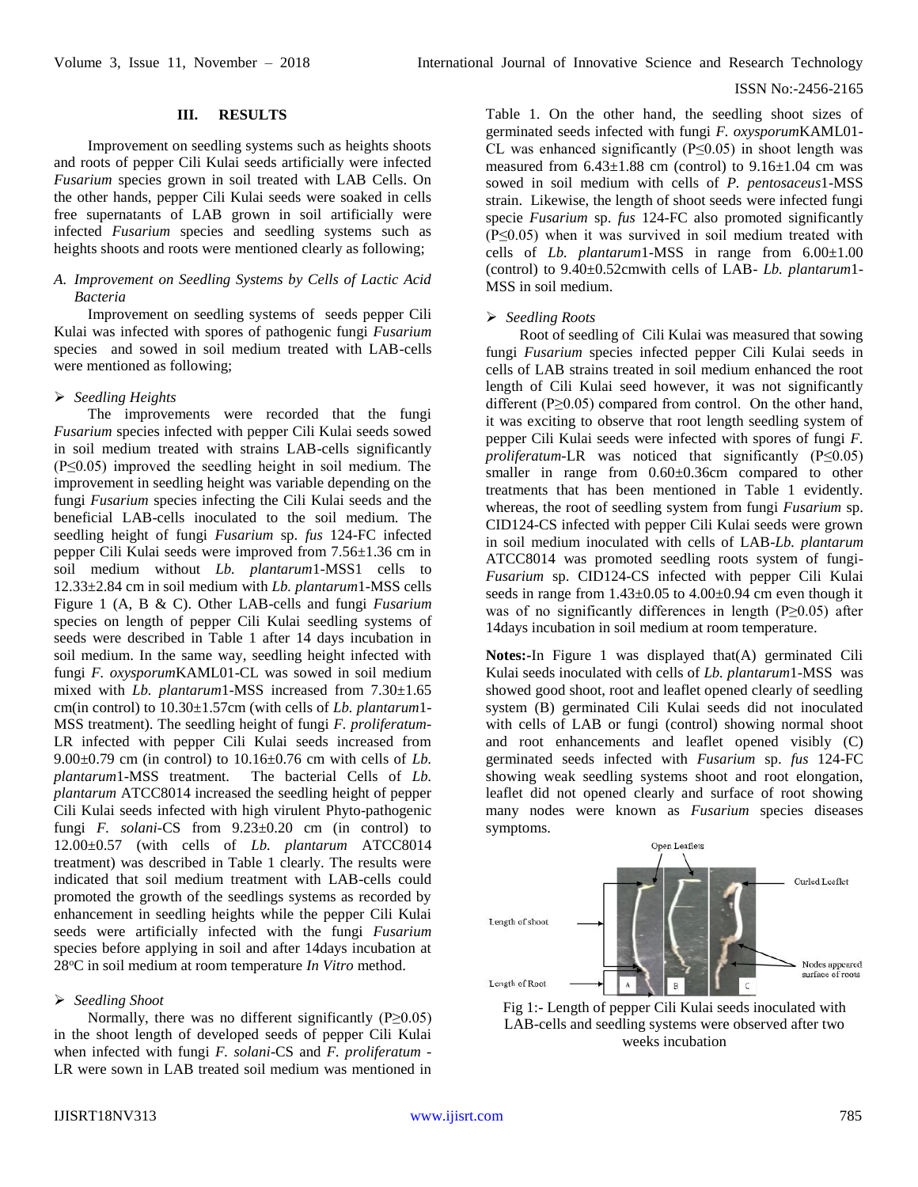## III. RESULTS

Improvement on seedling systems such as heights shoots and roots of pepper Cili Kulai seeds artificially were infected *Fusarium* species grown in soil treated with LAB Cells. On the other hands, pepper Cili Kulai seeds were soaked in cells free supernatants of LAB grown in soil artificially were infected *Fusarium* species and seedling systems such as heights shoots and roots were mentioned clearly as following;

### A. Improvement on Seedling Systems by Cells of Lactic Acid Bacteria

Improvement on seedling systems of seeds pepper Cili Kulai was infected with spores of pathogenic fungi *Fusarium* species and sowed in soil medium treated with LAB-cells were mentioned as following;

➢ *Seedling Heights*

The improvements were recorded that the fungi *Fusarium* species infected with pepper Cili Kulai seeds sowed in soil medium treated with strains LAB-cells significantly ($P \leq 0.05$) improved the seedling height in soil medium. The improvement in seedling height was variable depending on the fungi *Fusarium* species infecting the Cili Kulai seeds and the beneficial LAB-cells inoculated to the soil medium. The seedling height of fungi *Fusarium* sp. *fus* 124-FC infected pepper Cili Kulai seeds were improved from 7.56±1.36 cm in soil medium without *Lb. plantarum*1-MSS1 cells to 12.33±2.84 cm in soil medium with *Lb. plantarum*1-MSS cells Figure 1 (A, B & C). Other LAB-cells and fungi *Fusarium* species on length of pepper Cili Kulai seedling systems of seeds were described in Table 1 after 14 days incubation in soil medium. In the same way, seedling height infected with fungi *F. oxysporum*KAML01-CL was sowed in soil medium mixed with *Lb. plantarum*1-MSS increased from 7.30±1.65 cm(in control) to 10.30±1.57cm (with cells of *Lb. plantarum*1-MSS treatment). The seedling height of fungi *F. proliferatum*-LR infected with pepper Cili Kulai seeds increased from 9.00±0.79 cm (in control) to 10.16±0.76 cm with cells of *Lb. plantarum*1-MSS treatment. The bacterial Cells of *Lb. plantarum* ATCC8014 increased the seedling height of pepper Cili Kulai seeds infected with high virulent Phyto-pathogenic fungi *F. solani*-CS from 9.23±0.20 cm (in control) to 12.00±0.57 (with cells of *Lb. plantarum* ATCC8014 treatment) was described in Table 1 clearly. The results were indicated that soil medium treatment with LAB-cells could promoted the growth of the seedlings systems as recorded by enhancement in seedling heights while the pepper Cili Kulai seeds were artificially infected with the fungi *Fusarium* species before applying in soil and after 14days incubation at 28$^{o}$C in soil medium at room temperature *In Vitro* method.

➢ *Seedling Shoot*

Normally, there was no different significantly ($P \geq 0.05$) in the shoot length of developed seeds of pepper Cili Kulai when infected with fungi *F. solani*-CS and *F. proliferatum* -LR were sown in LAB treated soil medium was mentioned in Table 1. On the other hand, the seedling shoot sizes of germinated seeds infected with fungi *F. oxysporum*KAML01-CL was enhanced significantly ($P \leq 0.05$) in shoot length was measured from 6.43±1.88 cm (control) to 9.16±1.04 cm was sowed in soil medium with cells of *P. pentosaceus*1-MSS strain. Likewise, the length of shoot seeds were infected fungi specie *Fusarium* sp. *fus* 124-FC also promoted significantly ($P \leq 0.05$) when it was survived in soil medium treated with cells of *Lb. plantarum*1-MSS in range from 6.00±1.00 (control) to 9.40±0.52cmwith cells of LAB- *Lb. plantarum*1-MSS in soil medium.

➢ *Seedling Roots*

Root of seedling of Cili Kulai was measured that sowing fungi *Fusarium* species infected pepper Cili Kulai seeds in cells of LAB strains treated in soil medium enhanced the root length of Cili Kulai seed however, it was not significantly different ($P \geq 0.05$) compared from control. On the other hand, it was exciting to observe that root length seedling system of pepper Cili Kulai seeds were infected with spores of fungi *F. proliferatum*-LR was noticed that significantly ($P \leq 0.05$) smaller in range from 0.60±0.36cm compared to other treatments that has been mentioned in Table 1 evidently. whereas, the root of seedling system from fungi *Fusarium* sp. CID124-CS infected with pepper Cili Kulai seeds were grown in soil medium inoculated with cells of LAB-*Lb. plantarum* ATCC8014 was promoted seedling roots system of fungi-*Fusarium* sp. CID124-CS infected with pepper Cili Kulai seeds in range from 1.43±0.05 to 4.00±0.94 cm even though it was of no significantly differences in length ($P \geq 0.05$) after 14days incubation in soil medium at room temperature.

**Notes:-**In Figure 1 was displayed that(A) germinated Cili Kulai seeds inoculated with cells of *Lb. plantarum*1-MSS was showed good shoot, root and leaflet opened clearly of seedling system (B) germinated Cili Kulai seeds did not inoculated with cells of LAB or fungi (control) showing normal shoot and root enhancements and leaflet opened visibly (C) germinated seeds infected with *Fusarium* sp. *fus* 124-FC showing weak seedling systems shoot and root elongation, leaflet did not opened clearly and surface of root showing many nodes were known as *Fusarium* species diseases symptoms.

Open Leaflets

Curled Leaflet

Length of shoot

Nodes appeared surface of roots

Length of Root

A B C

Fig 1:- Length of pepper Cili Kulai seeds inoculated with LAB-cells and seedling systems were observed after two weeks incubation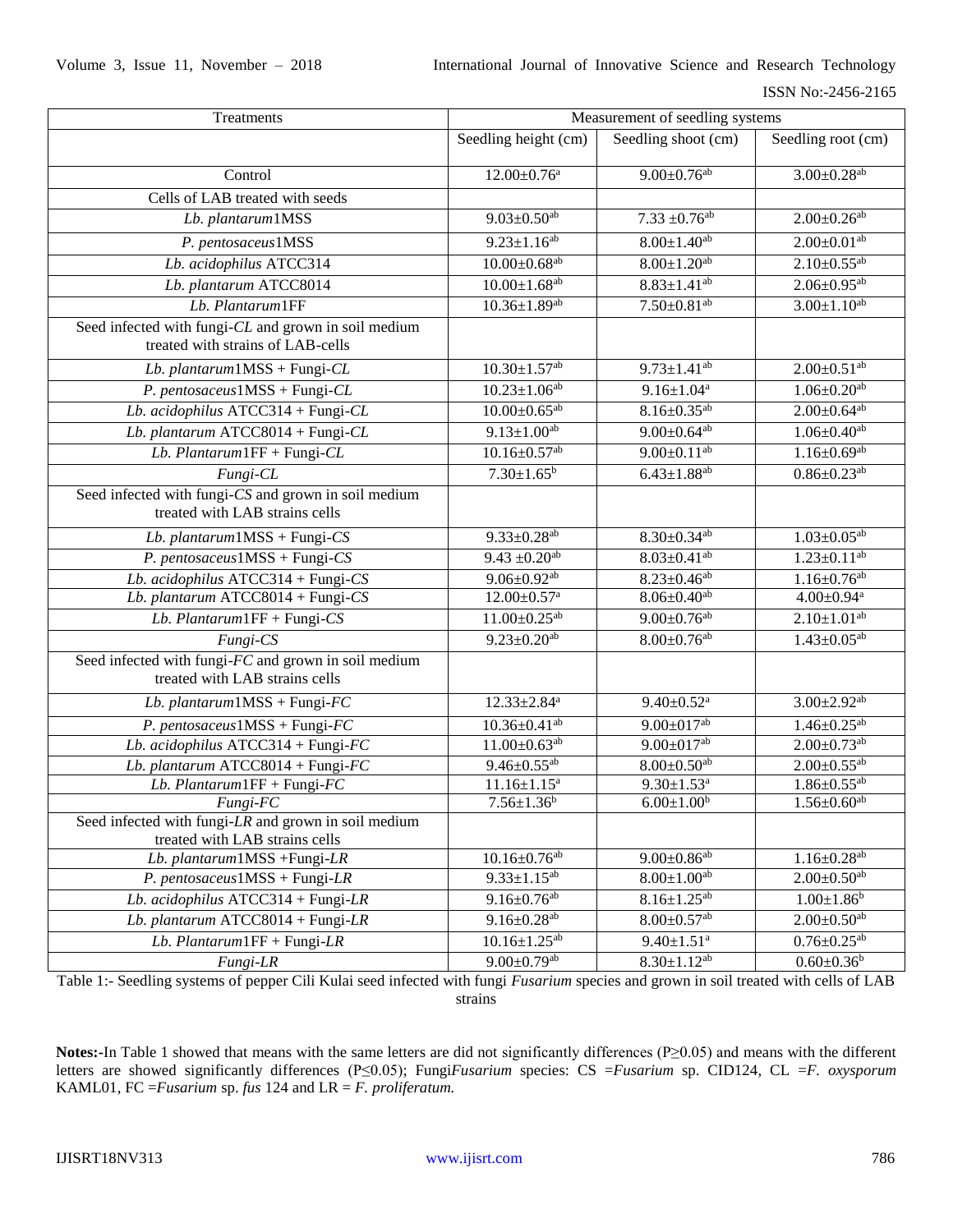| Treatments | Measurement of seedling systems | | |
|---|---|---|---|
| | Seedling height (cm) | Seedling shoot (cm) | Seedling root (cm) |
| Control | 12.00±0.76$^{a}$ | 9.00±0.76$^{ab}$ | 3.00±0.28$^{ab}$ |
| Cells of LAB treated with seeds | | | |
| *Lb. plantarum*1MSS | 9.03±0.50$^{ab}$ | 7.33 ±0.76$^{ab}$ | 2.00±0.26$^{ab}$ |
| *P. pentosaceus*1MSS | 9.23±1.16$^{ab}$ | 8.00±1.40$^{ab}$ | 2.00±0.01$^{ab}$ |
| *Lb. acidophilus* ATCC314 | 10.00±0.68$^{ab}$ | 8.00±1.20$^{ab}$ | 2.10±0.55$^{ab}$ |
| *Lb. plantarum* ATCC8014 | 10.00±1.68$^{ab}$ | 8.83±1.41$^{ab}$ | 2.06±0.95$^{ab}$ |
| *Lb. Plantarum*1FF | 10.36±1.89$^{ab}$ | 7.50±0.81$^{ab}$ | 3.00±1.10$^{ab}$ |
| Seed infected with fungi-*CL* and grown in soil medium treated with strains of LAB-cells | | | |
| *Lb. plantarum*1MSS + Fungi-*CL* | 10.30±1.57$^{ab}$ | 9.73±1.41$^{ab}$ | 2.00±0.51$^{ab}$ |
| *P. pentosaceus*1MSS + Fungi-*CL* | 10.23±1.06$^{ab}$ | 9.16±1.04$^{a}$ | 1.06±0.20$^{ab}$ |
| *Lb. acidophilus* ATCC314 + Fungi-*CL* | 10.00±0.65$^{ab}$ | 8.16±0.35$^{ab}$ | 2.00±0.64$^{ab}$ |
| *Lb. plantarum* ATCC8014 + Fungi-*CL* | 9.13±1.00$^{ab}$ | 9.00±0.64$^{ab}$ | 1.06±0.40$^{ab}$ |
| *Lb. Plantarum*1FF + Fungi-*CL* | 10.16±0.57$^{ab}$ | 9.00±0.11$^{ab}$ | 1.16±0.69$^{ab}$ |
| *Fungi-CL* | 7.30±1.65$^{b}$ | 6.43±1.88$^{ab}$ | 0.86±0.23$^{ab}$ |
| Seed infected with fungi-*CS* and grown in soil medium treated with LAB strains cells | | | |
| *Lb. plantarum*1MSS + Fungi-*CS* | 9.33±0.28$^{ab}$ | 8.30±0.34$^{ab}$ | 1.03±0.05$^{ab}$ |
| *P. pentosaceus*1MSS + Fungi-*CS* | 9.43 ±0.20$^{ab}$ | 8.03±0.41$^{ab}$ | 1.23±0.11$^{ab}$ |
| *Lb. acidophilus* ATCC314 + Fungi-*CS* | 9.06±0.92$^{ab}$ | 8.23±0.46$^{ab}$ | 1.16±0.76$^{ab}$ |
| *Lb. plantarum* ATCC8014 + Fungi-*CS* | 12.00±0.57$^{a}$ | 8.06±0.40$^{ab}$ | 4.00±0.94$^{a}$ |
| *Lb. Plantarum*1FF + Fungi-*CS* | 11.00±0.25$^{ab}$ | 9.00±0.76$^{ab}$ | 2.10±1.01$^{ab}$ |
| *Fungi-CS* | 9.23±0.20$^{ab}$ | 8.00±0.76$^{ab}$ | 1.43±0.05$^{ab}$ |
| Seed infected with fungi-*FC* and grown in soil medium treated with LAB strains cells | | | |
| *Lb. plantarum*1MSS + Fungi-*FC* | 12.33±2.84$^{a}$ | 9.40±0.52$^{a}$ | 3.00±2.92$^{ab}$ |
| *P. pentosaceus*1MSS + Fungi-*FC* | 10.36±0.41$^{ab}$ | 9.00±017$^{ab}$ | 1.46±0.25$^{ab}$ |
| *Lb. acidophilus* ATCC314 + Fungi-*FC* | 11.00±0.63$^{ab}$ | 9.00±017$^{ab}$ | 2.00±0.73$^{ab}$ |
| *Lb. plantarum* ATCC8014 + Fungi-*FC* | 9.46±0.55$^{ab}$ | 8.00±0.50$^{ab}$ | 2.00±0.55$^{ab}$ |
| *Lb. Plantarum*1FF + Fungi-*FC* | 11.16±1.15$^{a}$ | 9.30±1.53$^{a}$ | 1.86±0.55$^{ab}$ |
| *Fungi-FC* | 7.56±1.36$^{b}$ | 6.00±1.00$^{b}$ | 1.56±0.60$^{ab}$ |
| Seed infected with fungi-*LR* and grown in soil medium treated with LAB strains cells | | | |
| *Lb. plantarum*1MSS +Fungi-*LR* | 10.16±0.76$^{ab}$ | 9.00±0.86$^{ab}$ | 1.16±0.28$^{ab}$ |
| *P. pentosaceus*1MSS + Fungi-*LR* | 9.33±1.15$^{ab}$ | 8.00±1.00$^{ab}$ | 2.00±0.50$^{ab}$ |
| *Lb. acidophilus* ATCC314 + Fungi-*LR* | 9.16±0.76$^{ab}$ | 8.16±1.25$^{ab}$ | 1.00±1.86$^{b}$ |
| *Lb. plantarum* ATCC8014 + Fungi-*LR* | 9.16±0.28$^{ab}$ | 8.00±0.57$^{ab}$ | 2.00±0.50$^{ab}$ |
| *Lb. Plantarum*1FF + Fungi-*LR* | 10.16±1.25$^{ab}$ | 9.40±1.51$^{a}$ | 0.76±0.25$^{ab}$ |
| *Fungi-LR* | 9.00±0.79$^{ab}$ | 8.30±1.12$^{ab}$ | 0.60±0.36$^{b}$ |

Table 1:- Seedling systems of pepper Cili Kulai seed infected with fungi *Fusarium* species and grown in soil treated with cells of LAB strains

**Notes:-**In Table 1 showed that means with the same letters are did not significantly differences ($P \geq 0.05$) and means with the different letters are showed significantly differences ($P \leq 0.05$); Fungi*Fusarium* species: CS =*Fusarium* sp. CID124, CL =*F. oxysporum* KAML01, FC =*Fusarium* sp. *fus* 124 and LR = *F. proliferatum.*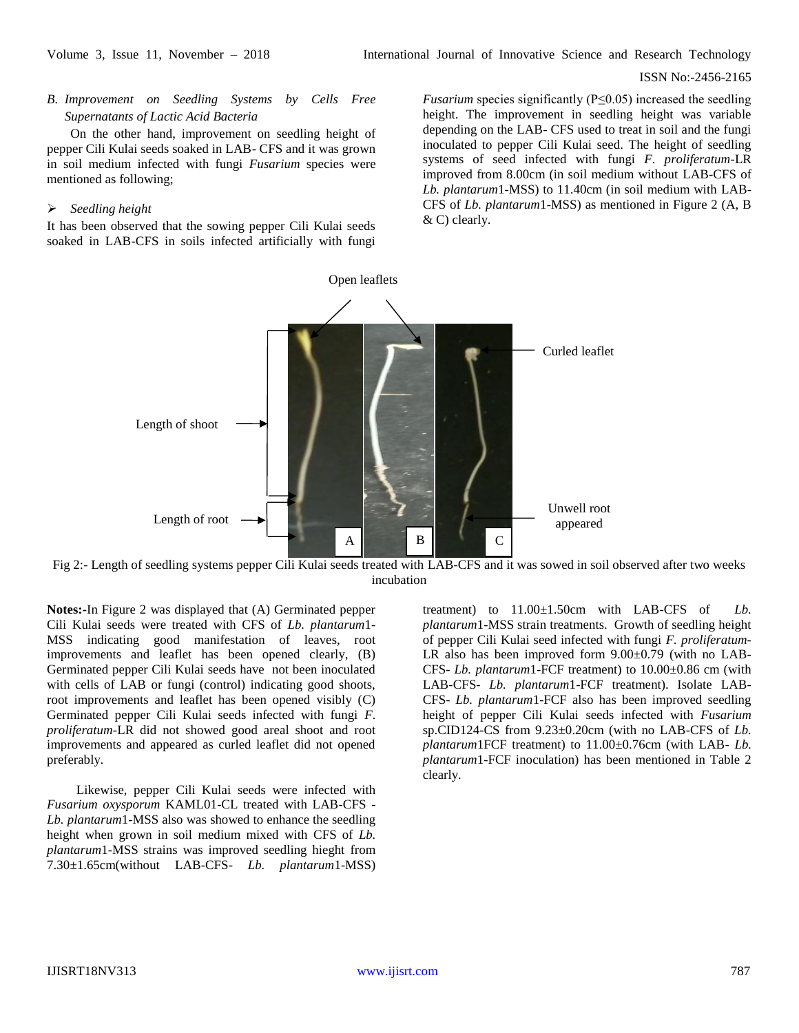*B. Improvement on Seedling Systems by Cells Free Supernatants of Lactic Acid Bacteria*

On the other hand, improvement on seedling height of pepper Cili Kulai seeds soaked in LAB- CFS and it was grown in soil medium infected with fungi *Fusarium* species were mentioned as following;

➢ *Seedling height*

It has been observed that the sowing pepper Cili Kulai seeds soaked in LAB-CFS in soils infected artificially with fungi *Fusarium* species significantly (P≤0.05) increased the seedling height. The improvement in seedling height was variable depending on the LAB- CFS used to treat in soil and the fungi inoculated to pepper Cili Kulai seed. The height of seedling systems of seed infected with fungi *F. proliferatum*-LR improved from 8.00cm (in soil medium without LAB-CFS of *Lb. plantarum*1-MSS) to 11.40cm (in soil medium with LAB-CFS of *Lb. plantarum*1-MSS) as mentioned in Figure 2 (A, B & C) clearly.

Open leaflets

Curled leaflet

Length of shoot

Length of root

Unwell root appeared

A

B

C

Fig 2:- Length of seedling systems pepper Cili Kulai seeds treated with LAB-CFS and it was sowed in soil observed after two weeks incubation

**Notes:**-In Figure 2 was displayed that (A) Germinated pepper Cili Kulai seeds were treated with CFS of *Lb. plantarum*1-MSS indicating good manifestation of leaves, root improvements and leaflet has been opened clearly, (B) Germinated pepper Cili Kulai seeds have not been inoculated with cells of LAB or fungi (control) indicating good shoots, root improvements and leaflet has been opened visibly (C) Germinated pepper Cili Kulai seeds infected with fungi *F. proliferatum*-LR did not showed good areal shoot and root improvements and appeared as curled leaflet did not opened preferably.

Likewise, pepper Cili Kulai seeds were infected with *Fusarium oxysporum* KAML01-CL treated with LAB-CFS -*Lb. plantarum*1-MSS also was showed to enhance the seedling height when grown in soil medium mixed with CFS of *Lb. plantarum*1-MSS strains was improved seedling hieght from 7.30±1.65cm(without LAB-CFS- *Lb. plantarum*1-MSS) treatment) to 11.00±1.50cm with LAB-CFS of *Lb. plantarum*1-MSS strain treatments. Growth of seedling height of pepper Cili Kulai seed infected with fungi *F. proliferatum*-LR also has been improved form 9.00±0.79 (with no LAB-CFS- *Lb. plantarum*1-FCF treatment) to 10.00±0.86 cm (with LAB-CFS- *Lb. plantarum*1-FCF treatment). Isolate LAB-CFS- *Lb. plantarum*1-FCF also has been improved seedling height of pepper Cili Kulai seeds infected with *Fusarium* sp.CID124-CS from 9.23±0.20cm (with no LAB-CFS of *Lb. plantarum*1FCF treatment) to 11.00±0.76cm (with LAB- *Lb. plantarum*1-FCF inoculation) has been mentioned in Table 2 clearly.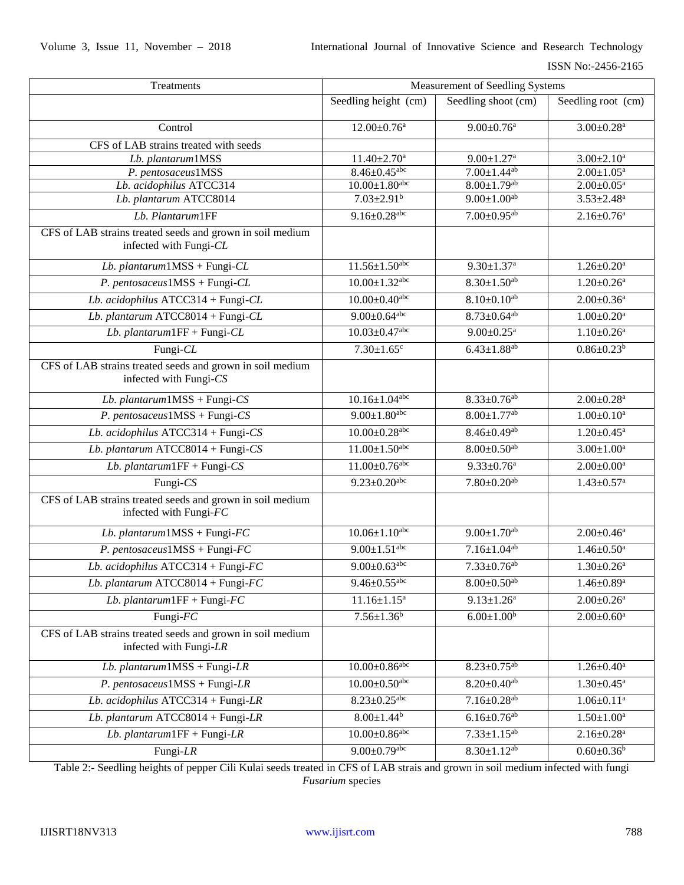| Treatments | Measurement of Seedling Systems | | |
|---|---|---|---|
| | Seedling height (cm) | Seedling shoot (cm) | Seedling root (cm) |
| Control | $12.00 \pm 0.76^{a}$ | $9.00 \pm 0.76^{a}$ | $3.00 \pm 0.28^{a}$ |
| CFS of LAB strains treated with seeds | | | |
| *Lb. plantarum*1MSS | $11.40 \pm 2.70^{a}$ | $9.00 \pm 1.27^{a}$ | $3.00 \pm 2.10^{a}$ |
| *P. pentosaceus*1MSS | $8.46 \pm 0.45^{abc}$ | $7.00 \pm 1.44^{ab}$ | $2.00 \pm 1.05^{a}$ |
| *Lb. acidophilus* ATCC314 | $10.00 \pm 1.80^{abc}$ | $8.00 \pm 1.79^{ab}$ | $2.00 \pm 0.05^{a}$ |
| *Lb. plantarum* ATCC8014 | $7.03 \pm 2.91^{b}$ | $9.00 \pm 1.00^{ab}$ | $3.53 \pm 2.48^{a}$ |
| *Lb. Plantarum*1FF | $9.16 \pm 0.28^{abc}$ | $7.00 \pm 0.95^{ab}$ | $2.16 \pm 0.76^{a}$ |
| CFS of LAB strains treated seeds and grown in soil medium infected with Fungi-*CL* | | | |
| *Lb. plantarum*1MSS + Fungi-*CL* | $11.56 \pm 1.50^{abc}$ | $9.30 \pm 1.37^{a}$ | $1.26 \pm 0.20^{a}$ |
| *P. pentosaceus*1MSS + Fungi-*CL* | $10.00 \pm 1.32^{abc}$ | $8.30 \pm 1.50^{ab}$ | $1.20 \pm 0.26^{a}$ |
| *Lb. acidophilus* ATCC314 + Fungi-*CL* | $10.00 \pm 0.40^{abc}$ | $8.10 \pm 0.10^{ab}$ | $2.00 \pm 0.36^{a}$ |
| *Lb. plantarum* ATCC8014 + Fungi-*CL* | $9.00 \pm 0.64^{abc}$ | $8.73 \pm 0.64^{ab}$ | $1.00 \pm 0.20^{a}$ |
| *Lb. plantarum*1FF + Fungi-*CL* | $10.03 \pm 0.47^{abc}$ | $9.00 \pm 0.25^{a}$ | $1.10 \pm 0.26^{a}$ |
| Fungi-*CL* | $7.30 \pm 1.65^{c}$ | $6.43 \pm 1.88^{ab}$ | $0.86 \pm 0.23^{b}$ |
| CFS of LAB strains treated seeds and grown in soil medium infected with Fungi-*CS* | | | |
| *Lb. plantarum*1MSS + Fungi-*CS* | $10.16 \pm 1.04^{abc}$ | $8.33 \pm 0.76^{ab}$ | $2.00 \pm 0.28^{a}$ |
| *P. pentosaceus*1MSS + Fungi-*CS* | $9.00 \pm 1.80^{abc}$ | $8.00 \pm 1.77^{ab}$ | $1.00 \pm 0.10^{a}$ |
| *Lb. acidophilus* ATCC314 + Fungi-*CS* | $10.00 \pm 0.28^{abc}$ | $8.46 \pm 0.49^{ab}$ | $1.20 \pm 0.45^{a}$ |
| *Lb. plantarum* ATCC8014 + Fungi-*CS* | $11.00 \pm 1.50^{abc}$ | $8.00 \pm 0.50^{ab}$ | $3.00 \pm 1.00^{a}$ |
| *Lb. plantarum*1FF + Fungi-*CS* | $11.00 \pm 0.76^{abc}$ | $9.33 \pm 0.76^{a}$ | $2.00 \pm 0.00^{a}$ |
| Fungi-*CS* | $9.23 \pm 0.20^{abc}$ | $7.80 \pm 0.20^{ab}$ | $1.43 \pm 0.57^{a}$ |
| CFS of LAB strains treated seeds and grown in soil medium infected with Fungi-*FC* | | | |
| *Lb. plantarum*1MSS + Fungi-*FC* | $10.06 \pm 1.10^{abc}$ | $9.00 \pm 1.70^{ab}$ | $2.00 \pm 0.46^{a}$ |
| *P. pentosaceus*1MSS + Fungi-*FC* | $9.00 \pm 1.51^{abc}$ | $7.16 \pm 1.04^{ab}$ | $1.46 \pm 0.50^{a}$ |
| *Lb. acidophilus* ATCC314 + Fungi-*FC* | $9.00 \pm 0.63^{abc}$ | $7.33 \pm 0.76^{ab}$ | $1.30 \pm 0.26^{a}$ |
| *Lb. plantarum* ATCC8014 + Fungi-*FC* | $9.46 \pm 0.55^{abc}$ | $8.00 \pm 0.50^{ab}$ | $1.46 \pm 0.89^{a}$ |
| *Lb. plantarum*1FF + Fungi-*FC* | $11.16 \pm 1.15^{a}$ | $9.13 \pm 1.26^{a}$ | $2.00 \pm 0.26^{a}$ |
| Fungi-*FC* | $7.56 \pm 1.36^{b}$ | $6.00 \pm 1.00^{b}$ | $2.00 \pm 0.60^{a}$ |
| CFS of LAB strains treated seeds and grown in soil medium infected with Fungi-*LR* | | | |
| *Lb. plantarum*1MSS + Fungi-*LR* | $10.00 \pm 0.86^{abc}$ | $8.23 \pm 0.75^{ab}$ | $1.26 \pm 0.40^{a}$ |
| *P. pentosaceus*1MSS + Fungi-*LR* | $10.00 \pm 0.50^{abc}$ | $8.20 \pm 0.40^{ab}$ | $1.30 \pm 0.45^{a}$ |
| *Lb. acidophilus* ATCC314 + Fungi-*LR* | $8.23 \pm 0.25^{abc}$ | $7.16 \pm 0.28^{ab}$ | $1.06 \pm 0.11^{a}$ |
| *Lb. plantarum* ATCC8014 + Fungi-*LR* | $8.00 \pm 1.44^{b}$ | $6.16 \pm 0.76^{ab}$ | $1.50 \pm 1.00^{a}$ |
| *Lb. plantarum*1FF + Fungi-*LR* | $10.00 \pm 0.86^{abc}$ | $7.33 \pm 1.15^{ab}$ | $2.16 \pm 0.28^{a}$ |
| Fungi-*LR* | $9.00 \pm 0.79^{abc}$ | $8.30 \pm 1.12^{ab}$ | $0.60 \pm 0.36^{b}$ |

Table 2:- Seedling heights of pepper Cili Kulai seeds treated in CFS of LAB strais and grown in soil medium infected with fungi *Fusarium* species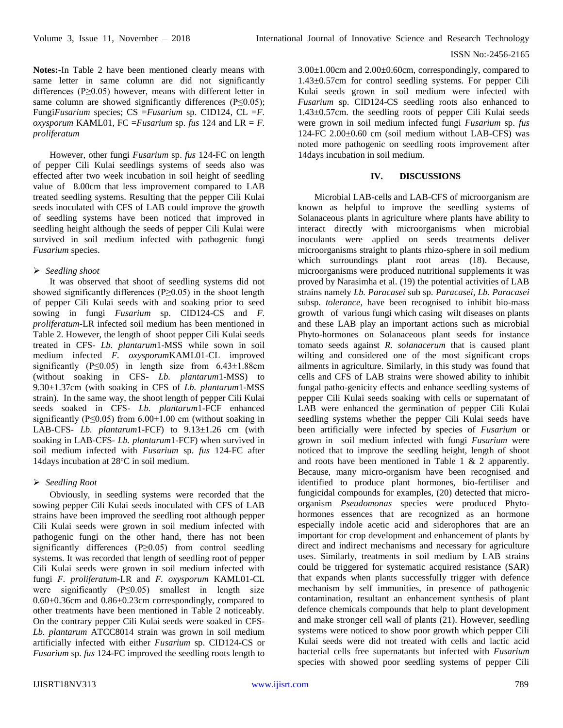**Notes:-**In Table 2 have been mentioned clearly means with same letter in same column are did not significantly differences (P≥0.05) however, means with different letter in same column are showed significantly differences (P≤0.05); Fungi*Fusarium* species; CS =*Fusarium* sp. CID124, CL =*F. oxysporum* KAML01, FC =*Fusarium* sp. *fus* 124 and LR = *F. proliferatum*

However, other fungi *Fusarium* sp. *fus* 124-FC on length of pepper Cili Kulai seedlings systems of seeds also was effected after two week incubation in soil height of seedling value of 8.00cm that less improvement compared to LAB treated seedling systems. Resulting that the pepper Cili Kulai seeds inoculated with CFS of LAB could improve the growth of seedling systems have been noticed that improved in seedling height although the seeds of pepper Cili Kulai were survived in soil medium infected with pathogenic fungi *Fusarium* species.

- *Seedling shoot*

It was observed that shoot of seedling systems did not showed significantly differences (P≥0.05) in the shoot length of pepper Cili Kulai seeds with and soaking prior to seed sowing in fungi *Fusarium* sp. CID124-CS and *F. proliferatum*-LR infected soil medium has been mentioned in Table 2. However, the length of shoot pepper Cili Kulai seeds treated in CFS- *Lb. plantarum*1-MSS while sown in soil medium infected *F. oxysporum*KAML01-CL improved significantly (P≤0.05) in length size from 6.43±1.88cm (without soaking in CFS- *Lb. plantarum*1-MSS) to 9.30±1.37cm (with soaking in CFS of *Lb. plantarum*1-MSS strain). In the same way, the shoot length of pepper Cili Kulai seeds soaked in CFS- *Lb. plantarum*1-FCF enhanced significantly (P≤0.05) from 6.00±1.00 cm (without soaking in LAB-CFS- *Lb. plantarum*1-FCF) to 9.13±1.26 cm (with soaking in LAB-CFS- *Lb. plantarum*1-FCF) when survived in soil medium infected with *Fusarium* sp. *fus* 124-FC after 14days incubation at 28°C in soil medium.

- *Seedling Root*

Obviously, in seedling systems were recorded that the sowing pepper Cili Kulai seeds inoculated with CFS of LAB strains have been improved the seedling root although pepper Cili Kulai seeds were grown in soil medium infected with pathogenic fungi on the other hand, there has not been significantly differences (P≥0.05) from control seedling systems. It was recorded that length of seedling root of pepper Cili Kulai seeds were grown in soil medium infected with fungi *F. proliferatum*-LR and *F. oxysporum* KAML01-CL were significantly (P≤0.05) smallest in length size 0.60±0.36cm and 0.86±0.23cm correspondingly, compared to other treatments have been mentioned in Table 2 noticeably. On the contrary pepper Cili Kulai seeds were soaked in CFS-*Lb. plantarum* ATCC8014 strain was grown in soil medium artificially infected with either *Fusarium* sp. CID124-CS or *Fusarium* sp. *fus* 124-FC improved the seedling roots length to 3.00±1.00cm and 2.00±0.60cm, correspondingly, compared to 1.43±0.57cm for control seedling systems. For pepper Cili Kulai seeds grown in soil medium were infected with *Fusarium* sp. CID124-CS seedling roots also enhanced to 1.43±0.57cm. the seedling roots of pepper Cili Kulai seeds were grown in soil medium infected fungi *Fusarium* sp. *fus* 124-FC 2.00±0.60 cm (soil medium without LAB-CFS) was noted more pathogenic on seedling roots improvement after 14days incubation in soil medium.

## IV. DISCUSSIONS

Microbial LAB-cells and LAB-CFS of microorganism are known as helpful to improve the seedling systems of Solanaceous plants in agriculture where plants have ability to interact directly with microorganisms when microbial inoculants were applied on seeds treatments deliver microorganisms straight to plants rhizo-sphere in soil medium which surroundings plant root areas (18). Because, microorganisms were produced nutritional supplements it was proved by Narasimha et al. (19) the potential activities of LAB strains namely *Lb. Paracasei* sub sp. *Paracasei*, *Lb. Paracasei* subsp*. tolerance*, have been recognised to inhibit bio-mass growth of various fungi which casing wilt diseases on plants and these LAB play an important actions such as microbial Phyto-hormones on Solanaceous plant seeds for instance tomato seeds against *R. solanacerum* that is caused plant wilting and considered one of the most significant crops ailments in agriculture. Similarly, in this study was found that cells and CFS of LAB strains were showed ability to inhibit fungal patho-genicity effects and enhance seedling systems of pepper Cili Kulai seeds soaking with cells or supernatant of LAB were enhanced the germination of pepper Cili Kulai seedling systems whether the pepper Cili Kulai seeds have been artificially were infected by species of *Fusarium* or grown in soil medium infected with fungi *Fusarium* were noticed that to improve the seedling height, length of shoot and roots have been mentioned in Table 1 & 2 apparently. Because, many micro-organism have been recognised and identified to produce plant hormones, bio-fertiliser and fungicidal compounds for examples, (20) detected that micro-organism *Pseudomonas* species were produced Phyto-hormones essences that are recognized as an hormone especially indole acetic acid and siderophores that are an important for crop development and enhancement of plants by direct and indirect mechanisms and necessary for agriculture uses. Similarly, treatments in soil medium by LAB strains could be triggered for systematic acquired resistance (SAR) that expands when plants successfully trigger with defence mechanism by self immunities, in presence of pathogenic contamination, resultant an enhancement synthesis of plant defence chemicals compounds that help to plant development and make stronger cell wall of plants (21). However, seedling systems were noticed to show poor growth which pepper Cili Kulai seeds were did not treated with cells and lactic acid bacterial cells free supernatants but infected with *Fusarium* species with showed poor seedling systems of pepper Cili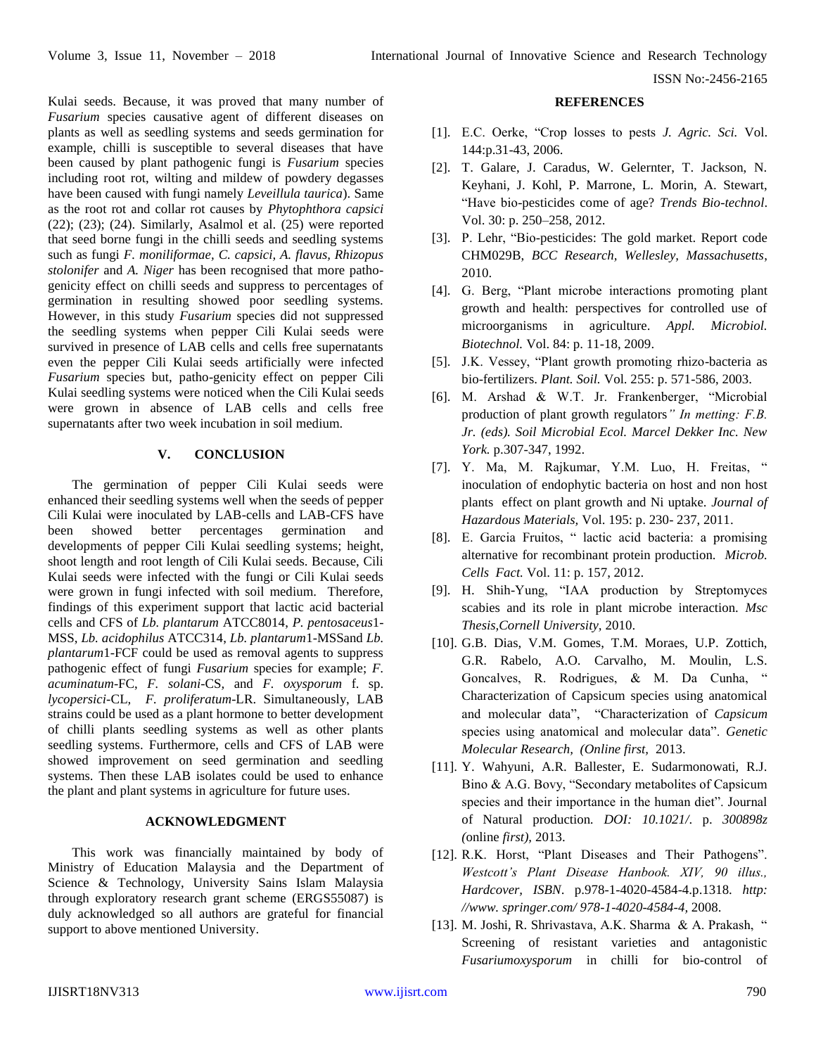Kulai seeds. Because, it was proved that many number of *Fusarium* species causative agent of different diseases on plants as well as seedling systems and seeds germination for example, chilli is susceptible to several diseases that have been caused by plant pathogenic fungi is *Fusarium* species including root rot, wilting and mildew of powdery degasses have been caused with fungi namely *Leveillula taurica*). Same as the root rot and collar rot causes by *Phytophthora capsici* (22); (23); (24). Similarly, Asalmol et al. (25) were reported that seed borne fungi in the chilli seeds and seedling systems such as fungi *F. moniliformae, C. capsici, A. flavus, Rhizopus stolonifer* and *A. Niger* has been recognised that more pathogenicity effect on chilli seeds and suppress to percentages of germination in resulting showed poor seedling systems. However, in this study *Fusarium* species did not suppressed the seedling systems when pepper Cili Kulai seeds were survived in presence of LAB cells and cells free supernatants even the pepper Cili Kulai seeds artificially were infected *Fusarium* species but, patho-genicity effect on pepper Cili Kulai seedling systems were noticed when the Cili Kulai seeds were grown in absence of LAB cells and cells free supernatants after two week incubation in soil medium.

## V. CONCLUSION

The germination of pepper Cili Kulai seeds were enhanced their seedling systems well when the seeds of pepper Cili Kulai were inoculated by LAB-cells and LAB-CFS have been showed better percentages germination and developments of pepper Cili Kulai seedling systems; height, shoot length and root length of Cili Kulai seeds. Because, Cili Kulai seeds were infected with the fungi or Cili Kulai seeds were grown in fungi infected with soil medium. Therefore, findings of this experiment support that lactic acid bacterial cells and CFS of *Lb. plantarum* ATCC8014, *P. pentosaceus*1-MSS, *Lb. acidophilus* ATCC314, *Lb. plantarum*1-MSSand *Lb. plantarum*1-FCF could be used as removal agents to suppress pathogenic effect of fungi *Fusarium* species for example; *F. acuminatum*-FC, *F. solani*-CS, and *F. oxysporum* f. sp. *lycopersici*-CL, *F. proliferatum*-LR. Simultaneously, LAB strains could be used as a plant hormone to better development of chilli plants seedling systems as well as other plants seedling systems. Furthermore, cells and CFS of LAB were showed improvement on seed germination and seedling systems. Then these LAB isolates could be used to enhance the plant and plant systems in agriculture for future uses.

## ACKNOWLEDGMENT

This work was financially maintained by body of Ministry of Education Malaysia and the Department of Science & Technology, University Sains Islam Malaysia through exploratory research grant scheme (ERGS55087) is duly acknowledged so all authors are grateful for financial support to above mentioned University.

## REFERENCES

[1]. E.C. Oerke, "Crop losses to pests *J. Agric. Sci.* Vol. 144:p.31-43, 2006.

[2]. T. Galare, J. Caradus, W. Gelernter, T. Jackson, N. Keyhani, J. Kohl, P. Marrone, L. Morin, A. Stewart, "Have bio-pesticides come of age? *Trends Bio-technol*. Vol. 30: p. 250–258, 2012.

[3]. P. Lehr, "Bio-pesticides: The gold market. Report code CHM029B, *BCC Research, Wellesley, Massachusetts*, 2010.

[4]. G. Berg, "Plant microbe interactions promoting plant growth and health: perspectives for controlled use of microorganisms in agriculture. *Appl. Microbiol. Biotechnol.* Vol. 84: p. 11-18, 2009.

[5]. J.K. Vessey, "Plant growth promoting rhizo-bacteria as bio-fertilizers. *Plant. Soil.* Vol. 255: p. 571-586, 2003.

[6]. M. Arshad & W.T. Jr. Frankenberger, "Microbial production of plant growth regulators*" In metting: F.B. Jr. (eds). Soil Microbial Ecol. Marcel Dekker Inc. New York.* p.307-347, 1992.

[7]. Y. Ma, M. Rajkumar, Y.M. Luo, H. Freitas, " inoculation of endophytic bacteria on host and non host plants effect on plant growth and Ni uptake. *Journal of Hazardous Materials,* Vol. 195: p. 230- 237, 2011.

[8]. E. Garcia Fruitos, " lactic acid bacteria: a promising alternative for recombinant protein production. *Microb. Cells Fact.* Vol. 11: p. 157, 2012.

[9]. H. Shih-Yung, "IAA production by Streptomyces scabies and its role in plant microbe interaction. *Msc Thesis,Cornell University,* 2010.

[10]. G.B. Dias, V.M. Gomes, T.M. Moraes, U.P. Zottich, G.R. Rabelo, A.O. Carvalho, M. Moulin, L.S. Goncalves, R. Rodrigues, & M. Da Cunha, " Characterization of Capsicum species using anatomical and molecular data", "Characterization of *Capsicum* species using anatomical and molecular data". *Genetic Molecular Research, (Online first,* 2013.

[11]. Y. Wahyuni, A.R. Ballester, E. Sudarmonowati, R.J. Bino & A.G. Bovy, "Secondary metabolites of Capsicum species and their importance in the human diet". Journal of Natural production*. DOI: 10.1021/.* p. *300898z (*online *first),* 2013.

[12]. R.K. Horst, "Plant Diseases and Their Pathogens". *Westcott's Plant Disease Hanbook. XIV, 90 illus., Hardcover, ISBN*. p.978-1-4020-4584-4.p.1318. *http: //www. springer.com/ 978-1-4020-4584-4,* 2008.

[13]. M. Joshi, R. Shrivastava, A.K. Sharma & A. Prakash, " Screening of resistant varieties and antagonistic *Fusariumoxysporum* in chilli for bio-control of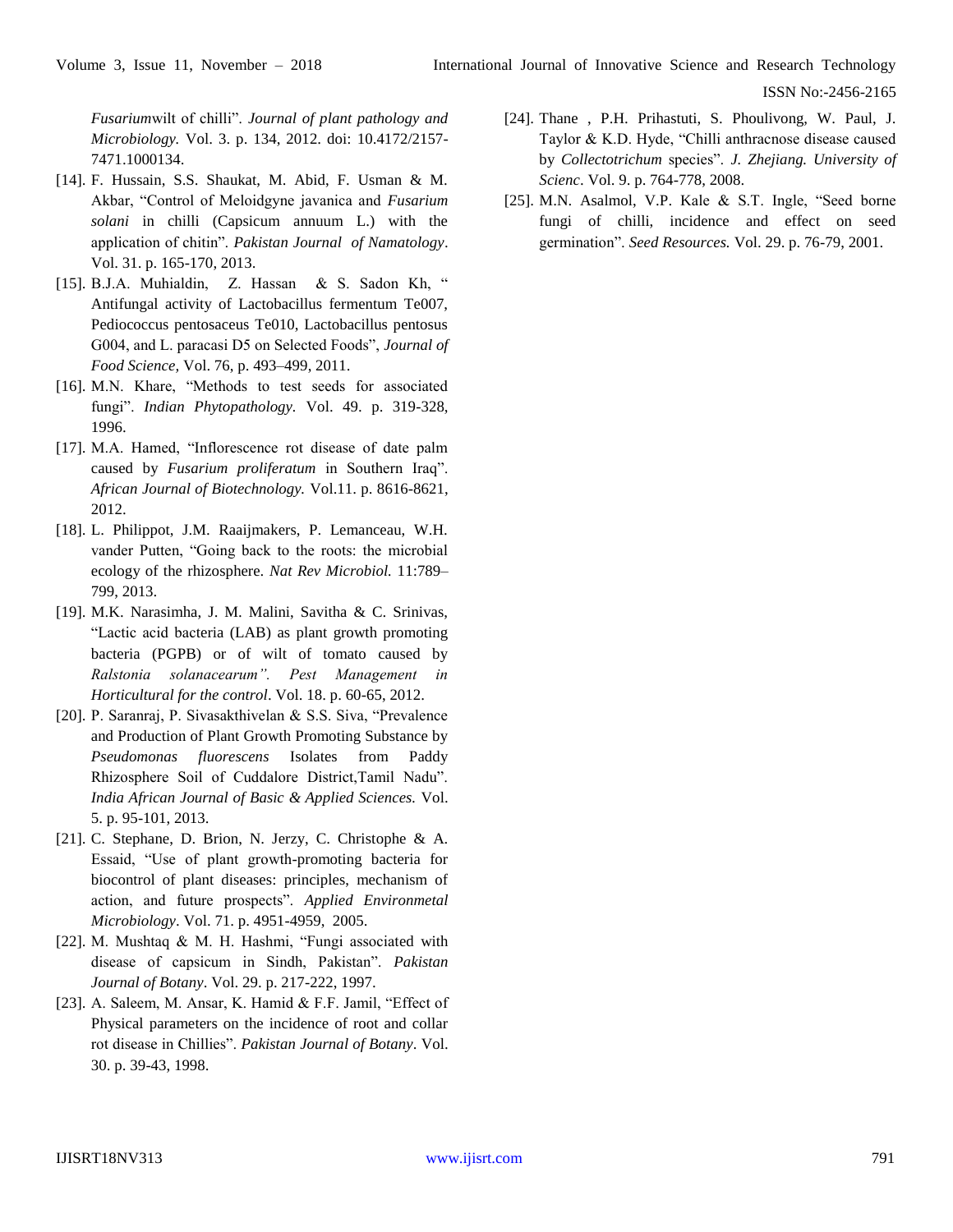*Fusarium*wilt of chilli". *Journal of plant pathology and Microbiology.* Vol. 3. p. 134, 2012. doi: 10.4172/2157-7471.1000134.

[14]. F. Hussain, S.S. Shaukat, M. Abid, F. Usman & M. Akbar, "Control of Meloidgyne javanica and *Fusarium solani* in chilli (Capsicum annuum L.) with the application of chitin". *Pakistan Journal of Namatology*. Vol. 31. p. 165-170, 2013.

[15]. B.J.A. Muhialdin, Z. Hassan & S. Sadon Kh, " Antifungal activity of Lactobacillus fermentum Te007, Pediococcus pentosaceus Te010, Lactobacillus pentosus G004, and L. paracasi D5 on Selected Foods", *Journal of Food Science,* Vol. 76, p. 493–499, 2011.

[16]. M.N. Khare, "Methods to test seeds for associated fungi". *Indian Phytopathology*. Vol. 49. p. 319-328, 1996.

[17]. M.A. Hamed, "Inflorescence rot disease of date palm caused by *Fusarium proliferatum* in Southern Iraq". *African Journal of Biotechnology.* Vol.11. p. 8616-8621, 2012.

[18]. L. Philippot, J.M. Raaijmakers, P. Lemanceau, W.H. vander Putten, "Going back to the roots: the microbial ecology of the rhizosphere. *Nat Rev Microbiol.* 11:789–799, 2013.

[19]. M.K. Narasimha, J. M. Malini, Savitha & C. Srinivas, "Lactic acid bacteria (LAB) as plant growth promoting bacteria (PGPB) or of wilt of tomato caused by *Ralstonia solanacearum". Pest Management in Horticultural for the control*. Vol. 18. p. 60-65, 2012.

[20]. P. Saranraj, P. Sivasakthivelan & S.S. Siva, "Prevalence and Production of Plant Growth Promoting Substance by *Pseudomonas fluorescens* Isolates from Paddy Rhizosphere Soil of Cuddalore District,Tamil Nadu". *India African Journal of Basic & Applied Sciences.* Vol. 5. p. 95-101, 2013.

[21]. C. Stephane, D. Brion, N. Jerzy, C. Christophe & A. Essaid, "Use of plant growth-promoting bacteria for biocontrol of plant diseases: principles, mechanism of action, and future prospects". *Applied Environmetal Microbiology*. Vol. 71. p. 4951-4959, 2005.

[22]. M. Mushtaq & M. H. Hashmi, "Fungi associated with disease of capsicum in Sindh, Pakistan". *Pakistan Journal of Botany*. Vol. 29. p. 217-222, 1997.

[23]. A. Saleem, M. Ansar, K. Hamid & F.F. Jamil, "Effect of Physical parameters on the incidence of root and collar rot disease in Chillies". *Pakistan Journal of Botany*. Vol. 30. p. 39-43, 1998.

[24]. Thane , P.H. Prihastuti, S. Phoulivong, W. Paul, J. Taylor & K.D. Hyde, "Chilli anthracnose disease caused by *Collectotrichum* species". *J. Zhejiang. University of Scienc*. Vol. 9. p. 764-778, 2008.

[25]. M.N. Asalmol, V.P. Kale & S.T. Ingle, "Seed borne fungi of chilli, incidence and effect on seed germination". *Seed Resources.* Vol. 29. p. 76-79, 2001.